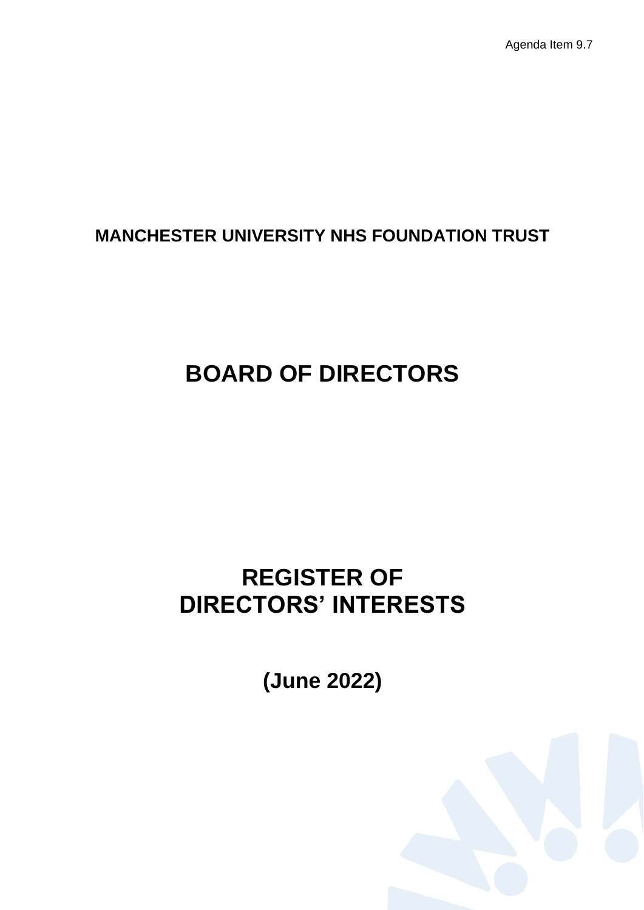Agenda Item 9.7

**MANCHESTER UNIVERSITY NHS FOUNDATION TRUST**

# BOARD OF DIRECTORS

# REGISTER OF DIRECTORS' INTERESTS

## (June 2022)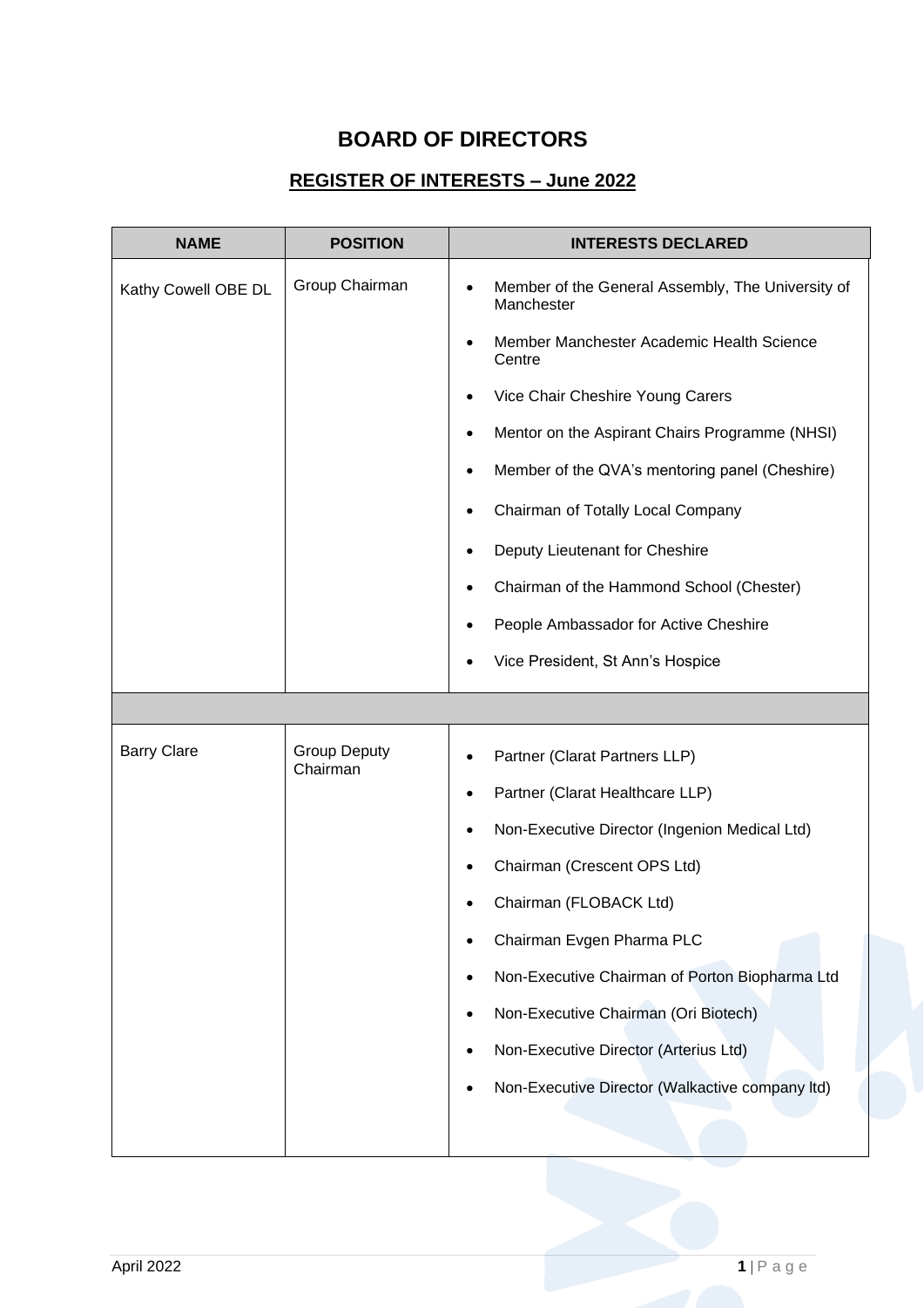# BOARD OF DIRECTORS

## REGISTER OF INTERESTS – June 2022

| NAME | POSITION | INTERESTS DECLARED |
|---|---|---|
| Kathy Cowell OBE DL | Group Chairman | • Member of the General Assembly, The University of Manchester<br>• Member Manchester Academic Health Science Centre<br>• Vice Chair Cheshire Young Carers<br>• Mentor on the Aspirant Chairs Programme (NHSI)<br>• Member of the QVA's mentoring panel (Cheshire)<br>• Chairman of Totally Local Company<br>• Deputy Lieutenant for Cheshire<br>• Chairman of the Hammond School (Chester)<br>• People Ambassador for Active Cheshire<br>• Vice President, St Ann's Hospice |
| | | |
| Barry Clare | Group Deputy Chairman | • Partner (Clarat Partners LLP)<br>• Partner (Clarat Healthcare LLP)<br>• Non-Executive Director (Ingenion Medical Ltd)<br>• Chairman (Crescent OPS Ltd)<br>• Chairman (FLOBACK Ltd)<br>• Chairman Evgen Pharma PLC<br>• Non-Executive Chairman of Porton Biopharma Ltd<br>• Non-Executive Chairman (Ori Biotech)<br>• Non-Executive Director (Arterius Ltd)<br>• Non-Executive Director (Walkactive company ltd) |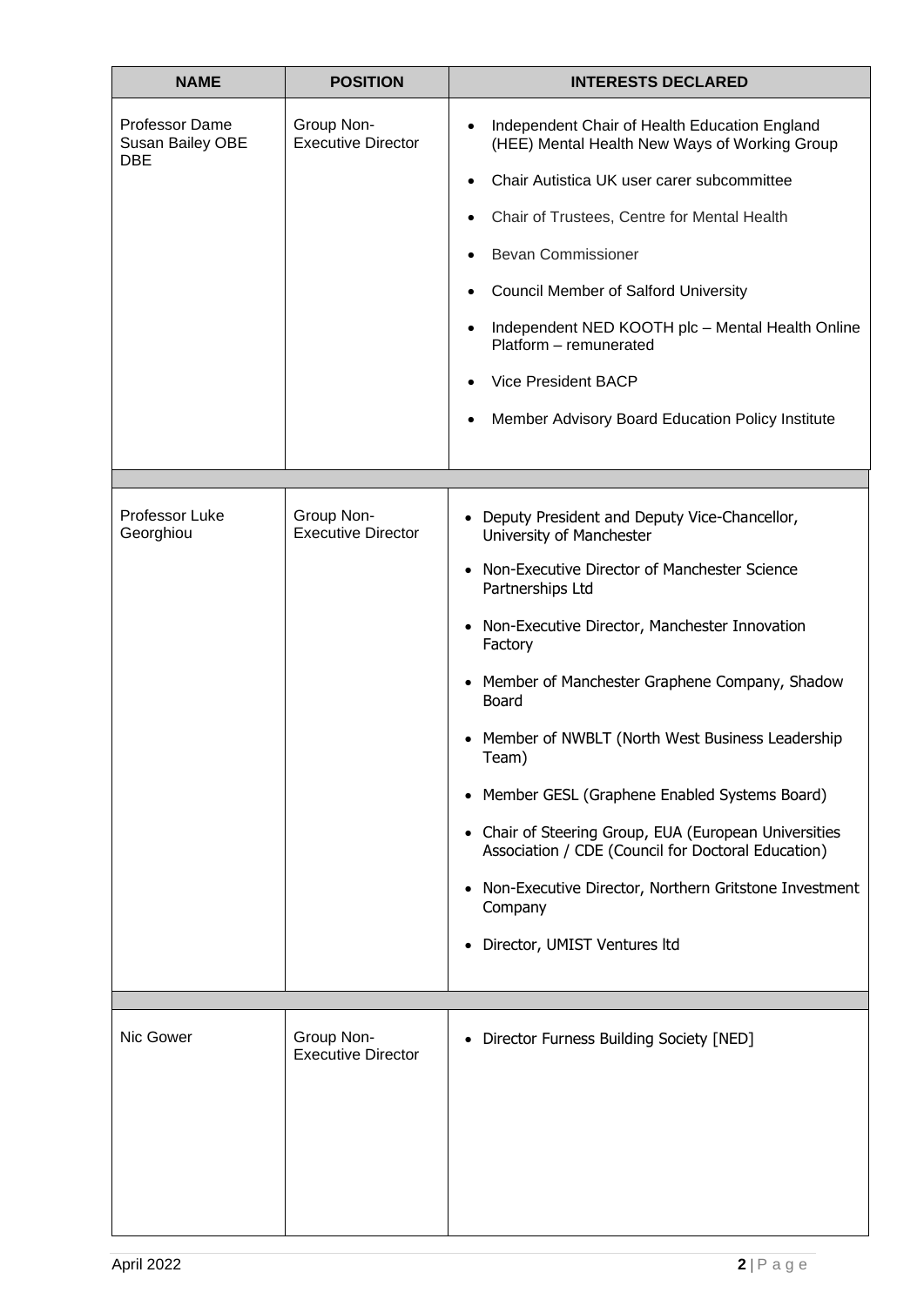| NAME | POSITION | INTERESTS DECLARED |
|---|---|---|
| Professor Dame Susan Bailey OBE DBE | Group Non-Executive Director | • Independent Chair of Health Education England (HEE) Mental Health New Ways of Working Group<br>• Chair Autistica UK user carer subcommittee<br>• Chair of Trustees, Centre for Mental Health<br>• Bevan Commissioner<br>• Council Member of Salford University<br>• Independent NED KOOTH plc – Mental Health Online Platform – remunerated<br>• Vice President BACP<br>• Member Advisory Board Education Policy Institute |
| | | |
| Professor Luke Georghiou | Group Non-Executive Director | • Deputy President and Deputy Vice-Chancellor, University of Manchester<br>• Non-Executive Director of Manchester Science Partnerships Ltd<br>• Non-Executive Director, Manchester Innovation Factory<br>• Member of Manchester Graphene Company, Shadow Board<br>• Member of NWBLT (North West Business Leadership Team)<br>• Member GESL (Graphene Enabled Systems Board)<br>• Chair of Steering Group, EUA (European Universities Association / CDE (Council for Doctoral Education)<br>• Non-Executive Director, Northern Gritstone Investment Company<br>• Director, UMIST Ventures ltd |
| | | |
| Nic Gower | Group Non-Executive Director | • Director Furness Building Society [NED] |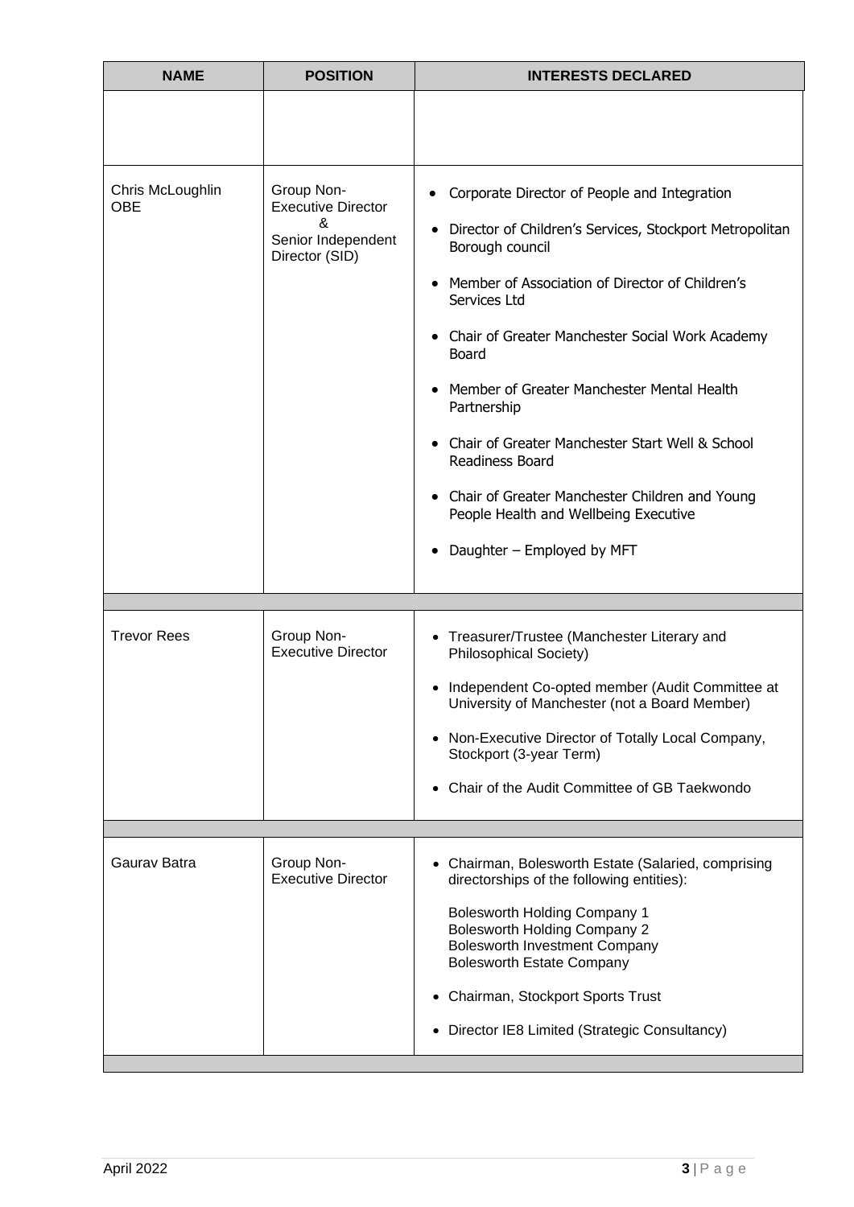| NAME | POSITION | INTERESTS DECLARED |
| --- | --- | --- |
| | | |
| Chris McLoughlin OBE | Group Non-Executive Director & Senior Independent Director (SID) | • Corporate Director of People and Integration<br>• Director of Children's Services, Stockport Metropolitan Borough council<br>• Member of Association of Director of Children's Services Ltd<br>• Chair of Greater Manchester Social Work Academy Board<br>• Member of Greater Manchester Mental Health Partnership<br>• Chair of Greater Manchester Start Well & School Readiness Board<br>• Chair of Greater Manchester Children and Young People Health and Wellbeing Executive<br>• Daughter – Employed by MFT |
| | | |
| Trevor Rees | Group Non-Executive Director | • Treasurer/Trustee (Manchester Literary and Philosophical Society)<br>• Independent Co-opted member (Audit Committee at University of Manchester (not a Board Member)<br>• Non-Executive Director of Totally Local Company, Stockport (3-year Term)<br>• Chair of the Audit Committee of GB Taekwondo |
| | | |
| Gaurav Batra | Group Non-Executive Director | • Chairman, Bolesworth Estate (Salaried, comprising directorships of the following entities):<br>Bolesworth Holding Company 1<br>Bolesworth Holding Company 2<br>Bolesworth Investment Company<br>Bolesworth Estate Company<br>• Chairman, Stockport Sports Trust<br>• Director IE8 Limited (Strategic Consultancy) |
| | | |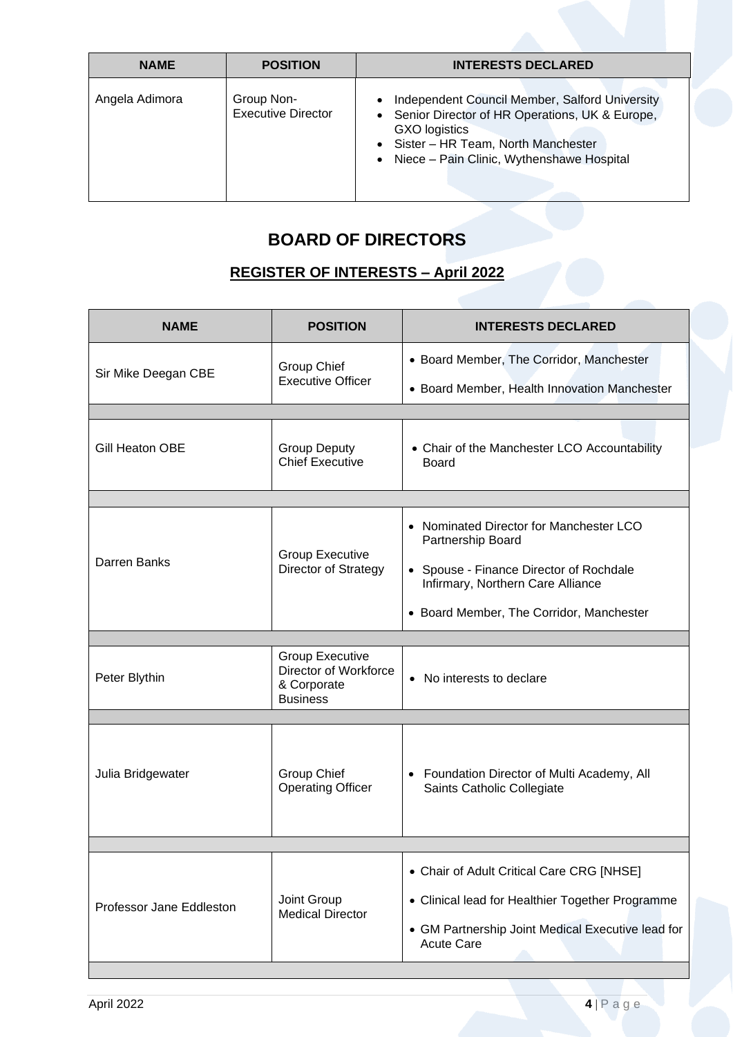| NAME | POSITION | INTERESTS DECLARED |
|---|---|---|
| Angela Adimora | Group Non-Executive Director | • Independent Council Member, Salford University<br>• Senior Director of HR Operations, UK & Europe, GXO logistics<br>• Sister – HR Team, North Manchester<br>• Niece – Pain Clinic, Wythenshawe Hospital |

# BOARD OF DIRECTORS

## REGISTER OF INTERESTS – April 2022

| NAME | POSITION | INTERESTS DECLARED |
|---|---|---|
| Sir Mike Deegan CBE | Group Chief Executive Officer | • Board Member, The Corridor, Manchester<br>• Board Member, Health Innovation Manchester |
| Gill Heaton OBE | Group Deputy Chief Executive | • Chair of the Manchester LCO Accountability Board |
| Darren Banks | Group Executive Director of Strategy | • Nominated Director for Manchester LCO Partnership Board<br>• Spouse - Finance Director of Rochdale Infirmary, Northern Care Alliance<br>• Board Member, The Corridor, Manchester |
| Peter Blythin | Group Executive Director of Workforce & Corporate Business | • No interests to declare |
| Julia Bridgewater | Group Chief Operating Officer | • Foundation Director of Multi Academy, All Saints Catholic Collegiate |
| Professor Jane Eddleston | Joint Group Medical Director | • Chair of Adult Critical Care CRG [NHSE]<br>• Clinical lead for Healthier Together Programme<br>• GM Partnership Joint Medical Executive lead for Acute Care |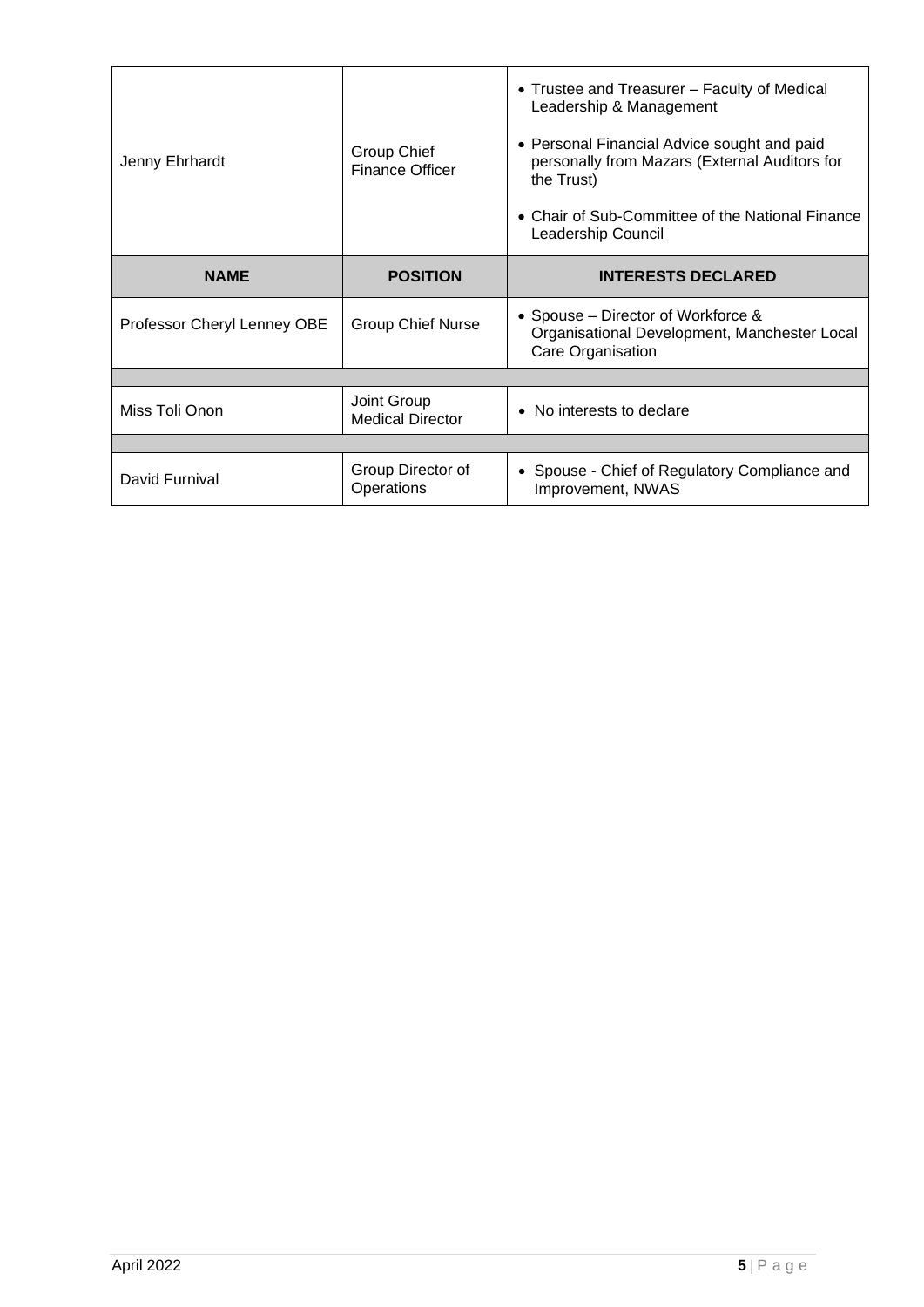| | | |
|---|---|---|
| Jenny Ehrhardt | Group Chief Finance Officer | • Trustee and Treasurer – Faculty of Medical Leadership & Management<br>• Personal Financial Advice sought and paid personally from Mazars (External Auditors for the Trust)<br>• Chair of Sub-Committee of the National Finance Leadership Council |
| **NAME** | **POSITION** | **INTERESTS DECLARED** |
| Professor Cheryl Lenney OBE | Group Chief Nurse | • Spouse – Director of Workforce & Organisational Development, Manchester Local Care Organisation |
| | | |
| Miss Toli Onon | Joint Group Medical Director | • No interests to declare |
| | | |
| David Furnival | Group Director of Operations | • Spouse - Chief of Regulatory Compliance and Improvement, NWAS |

April 2022